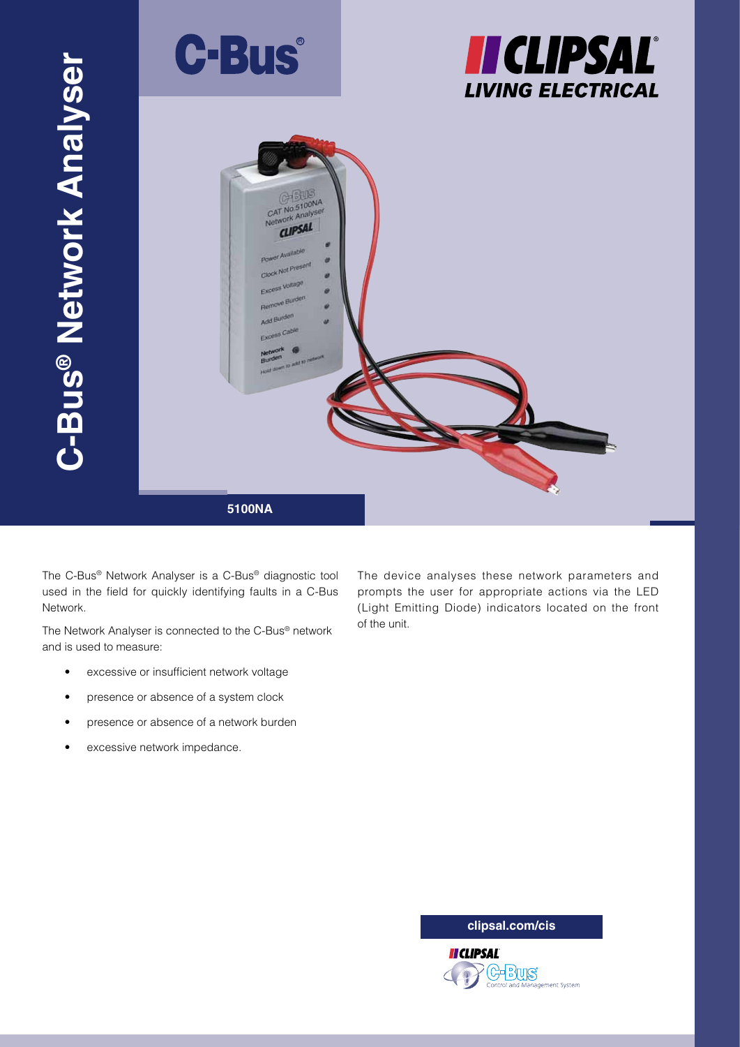# C-Bus® Network Analyser

C-Bus®

CLIPSAL LIVING ELECTRICAL

**5100NA**

The C-Bus® Network Analyser is a C-Bus® diagnostic tool used in the field for quickly identifying faults in a C-Bus Network.

The Network Analyser is connected to the C-Bus® network and is used to measure:

- excessive or insufficient network voltage
- presence or absence of a system clock
- presence or absence of a network burden
- excessive network impedance.

The device analyses these network parameters and prompts the user for appropriate actions via the LED (Light Emitting Diode) indicators located on the front of the unit.

**clipsal.com/cis**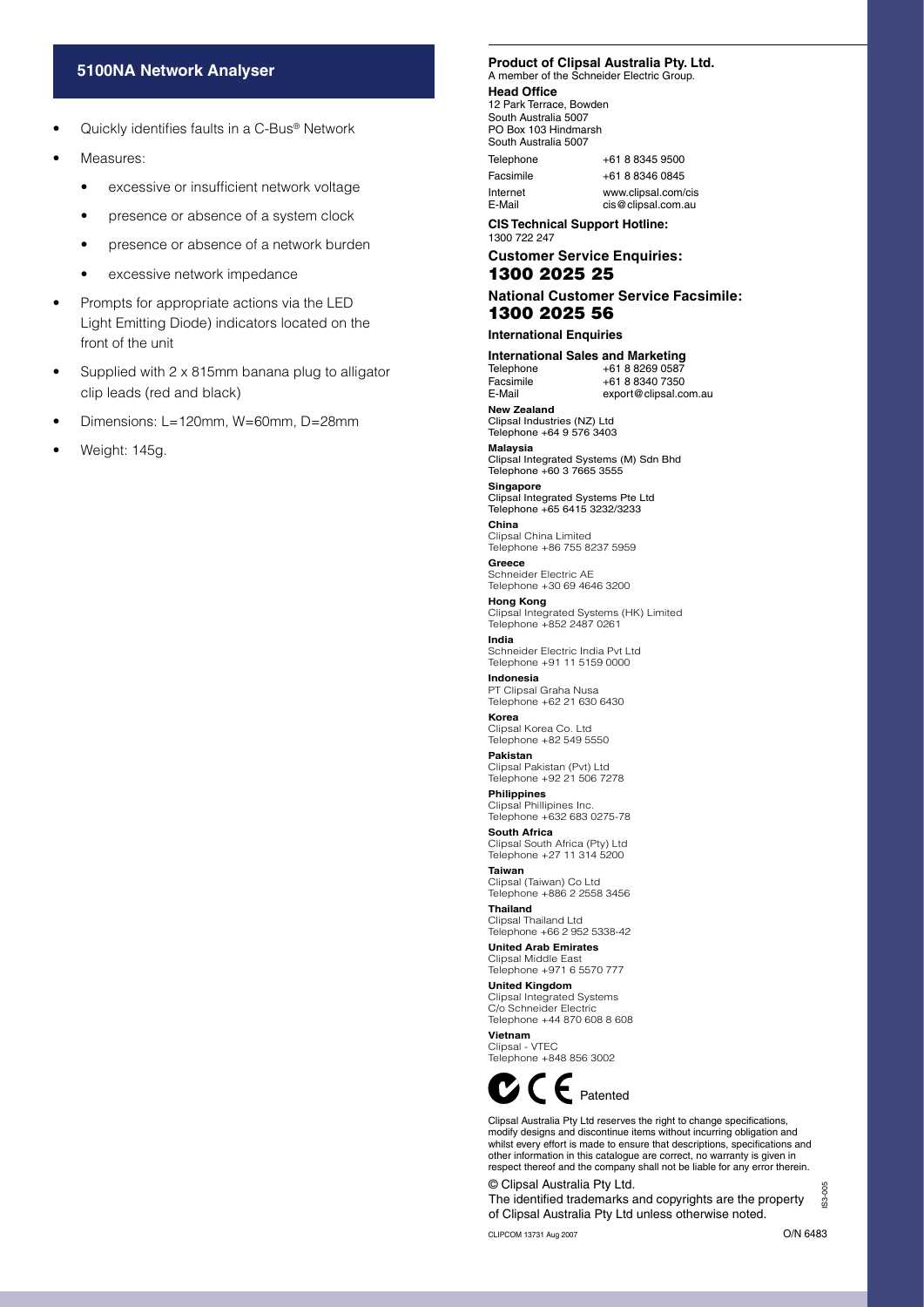## 5100NA Network Analyser

- Quickly identifies faults in a C-Bus® Network
- Measures:
  - excessive or insufficient network voltage
  - presence or absence of a system clock
  - presence or absence of a network burden
  - excessive network impedance
- Prompts for appropriate actions via the LED Light Emitting Diode) indicators located on the front of the unit
- Supplied with 2 x 815mm banana plug to alligator clip leads (red and black)
- Dimensions: L=120mm, W=60mm, D=28mm
- Weight: 145g.

**Product of Clipsal Australia Pty. Ltd.**
A member of the Schneider Electric Group.

**Head Office**
12 Park Terrace, Bowden
South Australia 5007
PO Box 103 Hindmarsh
South Australia 5007

| | |
|---|---|
| Telephone | +61 8 8345 9500 |
| Facsimile | +61 8 8346 0845 |
| Internet | www.clipsal.com/cis |
| E-Mail | cis@clipsal.com.au |

**CIS Technical Support Hotline:**
1300 722 247

**Customer Service Enquiries:**
**1300 2025 25**

**National Customer Service Facsimile:**
**1300 2025 56**

**International Enquiries**

**International Sales and Marketing**

| | |
|---|---|
| Telephone | +61 8 8269 0587 |
| Facsimile | +61 8 8340 7350 |
| E-Mail | export@clipsal.com.au |

**New Zealand**
Clipsal Industries (NZ) Ltd
Telephone +64 9 576 3403

**Malaysia**
Clipsal Integrated Systems (M) Sdn Bhd
Telephone +60 3 7665 3555

**Singapore**
Clipsal Integrated Systems Pte Ltd
Telephone +65 6415 3232/3233

**China**
Clipsal China Limited
Telephone +86 755 8237 5959

**Greece**
Schneider Electric AE
Telephone +30 69 4646 3200

**Hong Kong**
Clipsal Integrated Systems (HK) Limited
Telephone +852 2487 0261

**India**
Schneider Electric India Pvt Ltd
Telephone +91 11 5159 0000

**Indonesia**
PT Clipsal Graha Nusa
Telephone +62 21 630 6430

**Korea**
Clipsal Korea Co. Ltd
Telephone +82 549 5550

**Pakistan**
Clipsal Pakistan (Pvt) Ltd
Telephone +92 21 506 7278

**Philippines**
Clipsal Phillipines Inc.
Telephone +632 683 0275-78

**South Africa**
Clipsal South Africa (Pty) Ltd
Telephone +27 11 314 5200

**Taiwan**
Clipsal (Taiwan) Co Ltd
Telephone +886 2 2558 3456

**Thailand**
Clipsal Thailand Ltd
Telephone +66 2 952 5338-42

**United Arab Emirates**
Clipsal Middle East
Telephone +971 6 5570 777

**United Kingdom**
Clipsal Integrated Systems
C/o Schneider Electric
Telephone +44 870 608 8 608

**Vietnam**
Clipsal - VTEC
Telephone +848 856 3002

CE Patented

Clipsal Australia Pty Ltd reserves the right to change specifications, modify designs and discontinue items without incurring obligation and whilst every effort is made to ensure that descriptions, specifications and other information in this catalogue are correct, no warranty is given in respect thereof and the company shall not be liable for any error therein.

© Clipsal Australia Pty Ltd.
The identified trademarks and copyrights are the property of Clipsal Australia Pty Ltd unless otherwise noted.

IS3-005

CLIPCOM 13731 Aug 2007

O/N 6483